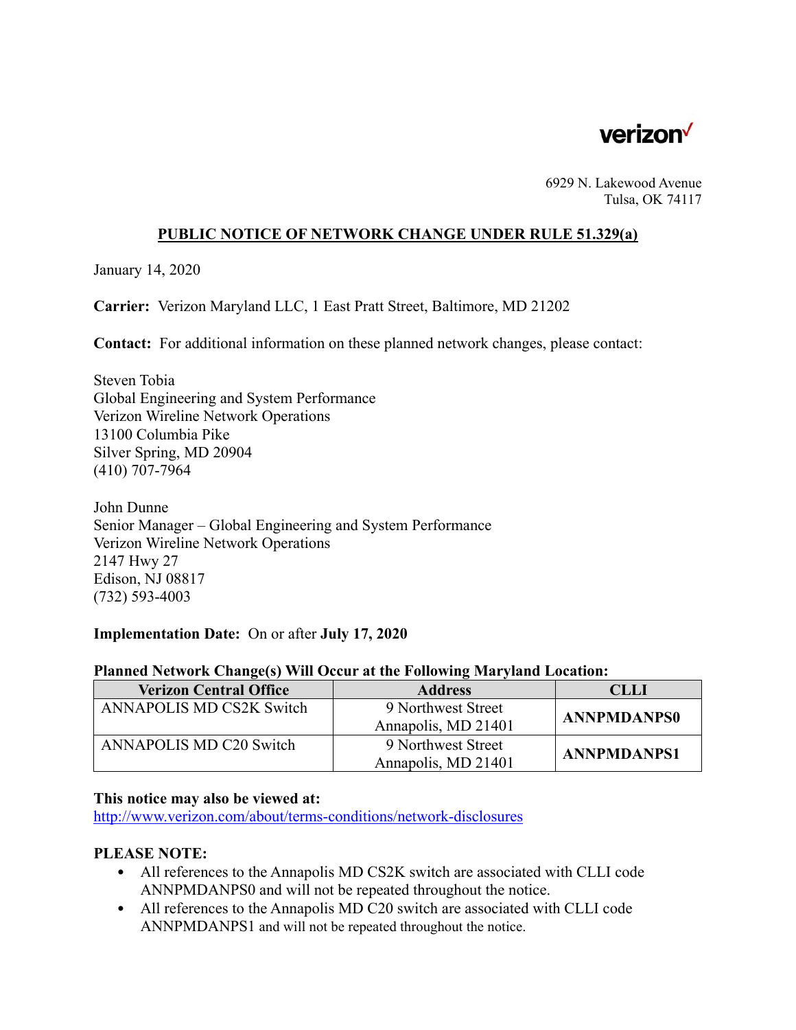verizon

6929 N. Lakewood Avenue
Tulsa, OK 74117

## PUBLIC NOTICE OF NETWORK CHANGE UNDER RULE 51.329(a)

January 14, 2020

**Carrier:** Verizon Maryland LLC, 1 East Pratt Street, Baltimore, MD 21202

**Contact:** For additional information on these planned network changes, please contact:

Steven Tobia
Global Engineering and System Performance
Verizon Wireline Network Operations
13100 Columbia Pike
Silver Spring, MD 20904
(410) 707-7964

John Dunne
Senior Manager – Global Engineering and System Performance
Verizon Wireline Network Operations
2147 Hwy 27
Edison, NJ 08817
(732) 593-4003

**Implementation Date:** On or after **July 17, 2020**

**Planned Network Change(s) Will Occur at the Following Maryland Location:**

| Verizon Central Office | Address | CLLI |
|---|---|---|
| ANNAPOLIS MD CS2K Switch | 9 Northwest Street Annapolis, MD 21401 | **ANNPMDANPS0** |
| ANNAPOLIS MD C20 Switch | 9 Northwest Street Annapolis, MD 21401 | **ANNPMDANPS1** |

**This notice may also be viewed at:**
http://www.verizon.com/about/terms-conditions/network-disclosures

**PLEASE NOTE:**

- All references to the Annapolis MD CS2K switch are associated with CLLI code ANNPMDANPS0 and will not be repeated throughout the notice.
- All references to the Annapolis MD C20 switch are associated with CLLI code ANNPMDANPS1 and will not be repeated throughout the notice.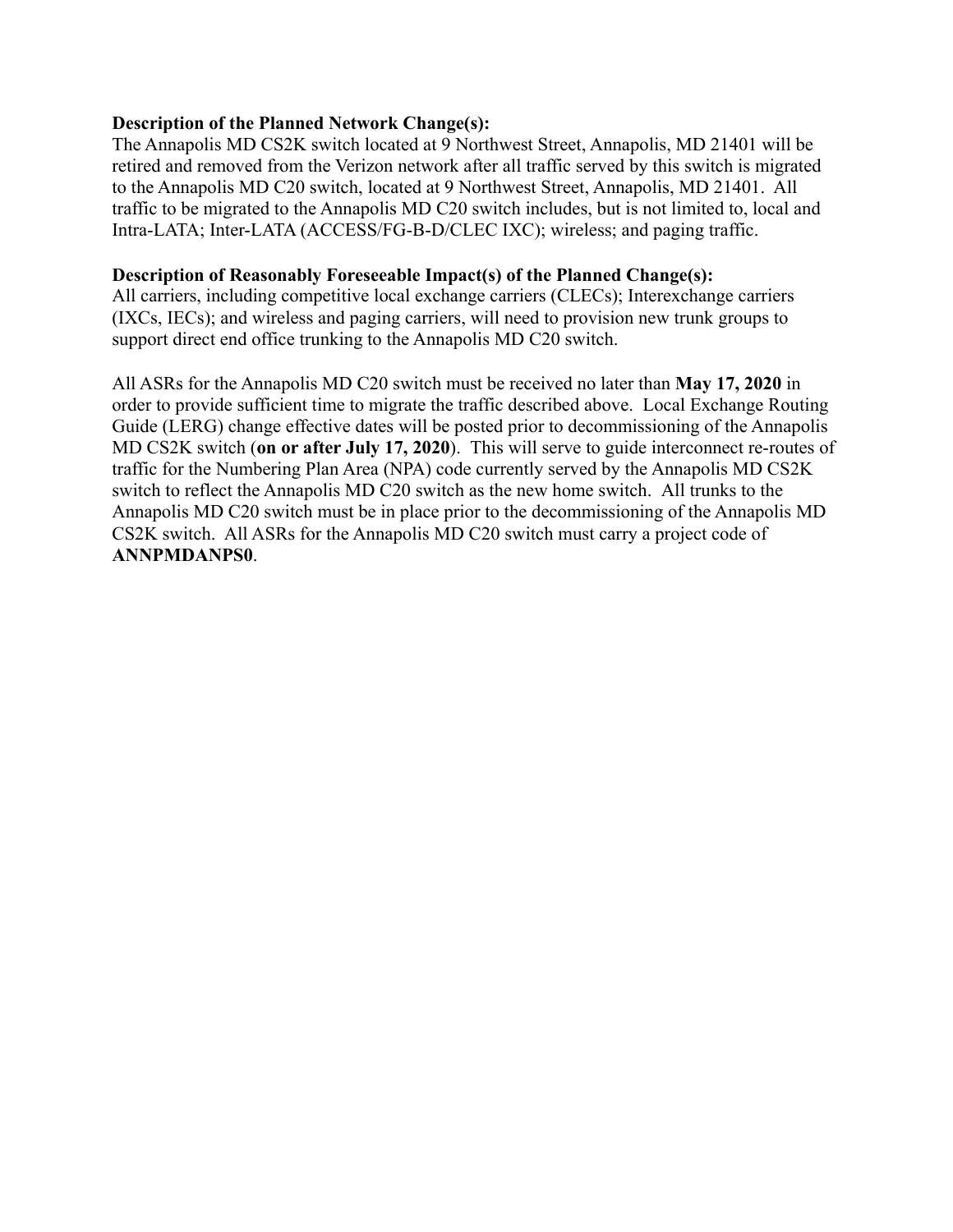**Description of the Planned Network Change(s):**
The Annapolis MD CS2K switch located at 9 Northwest Street, Annapolis, MD 21401 will be retired and removed from the Verizon network after all traffic served by this switch is migrated to the Annapolis MD C20 switch, located at 9 Northwest Street, Annapolis, MD 21401. All traffic to be migrated to the Annapolis MD C20 switch includes, but is not limited to, local and Intra-LATA; Inter-LATA (ACCESS/FG-B-D/CLEC IXC); wireless; and paging traffic.

**Description of Reasonably Foreseeable Impact(s) of the Planned Change(s):**
All carriers, including competitive local exchange carriers (CLECs); Interexchange carriers (IXCs, IECs); and wireless and paging carriers, will need to provision new trunk groups to support direct end office trunking to the Annapolis MD C20 switch.

All ASRs for the Annapolis MD C20 switch must be received no later than **May 17, 2020** in order to provide sufficient time to migrate the traffic described above. Local Exchange Routing Guide (LERG) change effective dates will be posted prior to decommissioning of the Annapolis MD CS2K switch (**on or after July 17, 2020**). This will serve to guide interconnect re-routes of traffic for the Numbering Plan Area (NPA) code currently served by the Annapolis MD CS2K switch to reflect the Annapolis MD C20 switch as the new home switch. All trunks to the Annapolis MD C20 switch must be in place prior to the decommissioning of the Annapolis MD CS2K switch. All ASRs for the Annapolis MD C20 switch must carry a project code of **ANNPMDANPS0**.